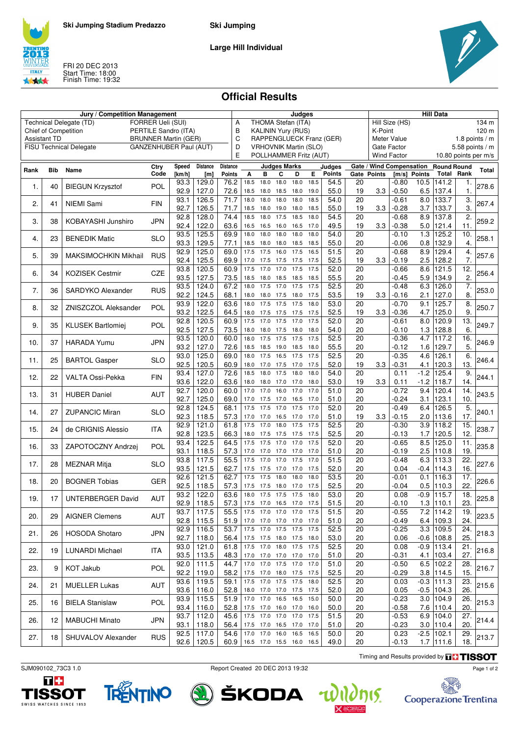Ski Jumping Stadium Predazzo

Ski Jumping

Large Hill Individual

FRI 20 DEC 2013
Start Time: 18:00
Finish Time: 19:32

# Official Results

| Jury / Competition Management | | Judges | | Hill Data | |
|---|---|---|---|---|---|
| Technical Delegate (TD) | FORRER Ueli (SUI) | A | THOMA Stefan (ITA) | Hill Size (HS) | 134 m |
| Chief of Competition | PERTILE Sandro (ITA) | B | KALININ Yury (RUS) | K-Point | 120 m |
| Assistant TD | BRUNNER Martin (GER) | C | RAPPENGLUECK Franz (GER) | Meter Value | 1.8 points / m |
| FISU Technical Delegate | GANZENHUBER Paul (AUT) | D | VRHOVNIK Martin (SLO) | Gate Factor | 5.58 points / m |
| | | E | POLLHAMMER Fritz (AUT) | Wind Factor | 10.80 points per m/s |

| Rank | Bib | Name | Ctry Code | Speed [km/h] | Distance [m] | Distance Points | A | B | C | D | E | Judges Points | Gate | Gate Points | Wind [m/s] | Wind Points | Round Total | Round Rank | Total |
|---|---|---|---|---|---|---|---|---|---|---|---|---|---|---|---|---|---|---|---|
| 1. | 40 | BIEGUN Krzysztof | POL | 93.3 | 129.0 | 76.2 | 18.5 | 18.0 | 18.0 | 18.0 | 18.5 | 54.5 | 20 | | -0.80 | 10.5 | 141.2 | 1. | 278.6 |
| | | | | 92.9 | 127.0 | 72.6 | 18.5 | 18.0 | 18.5 | 18.0 | 19.0 | 55.0 | 19 | 3.3 | -0.50 | 6.5 | 137.4 | 1. | |
| 2. | 41 | NIEMI Sami | FIN | 93.1 | 126.5 | 71.7 | 18.0 | 18.0 | 18.0 | 18.0 | 18.5 | 54.0 | 20 | | -0.61 | 8.0 | 133.7 | 3. | 267.4 |
| | | | | 92.7 | 126.5 | 71.7 | 18.5 | 18.5 | 19.0 | 18.0 | 18.5 | 55.0 | 19 | 3.3 | -0.28 | 3.7 | 133.7 | 3. | |
| 3. | 38 | KOBAYASHI Junshiro | JPN | 92.8 | 128.0 | 74.4 | 18.5 | 18.0 | 17.5 | 18.5 | 18.0 | 54.5 | 20 | | -0.68 | 8.9 | 137.8 | 2. | 259.2 |
| | | | | 92.4 | 122.0 | 63.6 | 16.5 | 16.5 | 16.0 | 16.5 | 17.0 | 49.5 | 19 | 3.3 | -0.38 | 5.0 | 121.4 | 11. | |
| 4. | 23 | BENEDIK Matic | SLO | 93.5 | 125.5 | 69.9 | 18.0 | 18.0 | 18.0 | 18.0 | 18.0 | 54.0 | 20 | | -0.10 | 1.3 | 125.2 | 10. | 258.1 |
| | | | | 93.3 | 129.5 | 77.1 | 18.5 | 18.0 | 18.0 | 18.5 | 18.5 | 55.0 | 20 | | -0.06 | 0.8 | 132.9 | 4. | |
| 5. | 39 | MAKSIMOCHKIN Mikhail | RUS | 92.9 | 125.0 | 69.0 | 17.5 | 17.5 | 16.0 | 17.5 | 16.5 | 51.5 | 20 | | -0.68 | 8.9 | 129.4 | 4. | 257.6 |
| | | | | 92.4 | 125.5 | 69.9 | 17.0 | 17.5 | 17.5 | 17.5 | 17.5 | 52.5 | 19 | 3.3 | -0.19 | 2.5 | 128.2 | 7. | |
| 6. | 34 | KOZISEK Cestmir | CZE | 93.8 | 120.5 | 60.9 | 17.5 | 17.0 | 17.0 | 17.5 | 17.5 | 52.0 | 20 | | -0.66 | 8.6 | 121.5 | 12. | 256.4 |
| | | | | 93.5 | 127.5 | 73.5 | 18.5 | 18.0 | 18.5 | 18.5 | 18.5 | 55.5 | 20 | | -0.45 | 5.9 | 134.9 | 2. | |
| 7. | 36 | SARDYKO Alexander | RUS | 93.5 | 124.0 | 67.2 | 18.0 | 17.5 | 17.0 | 17.5 | 17.5 | 52.5 | 20 | | -0.48 | 6.3 | 126.0 | 7. | 253.0 |
| | | | | 92.2 | 124.5 | 68.1 | 18.0 | 18.0 | 17.5 | 18.0 | 17.5 | 53.5 | 19 | 3.3 | -0.16 | 2.1 | 127.0 | 8. | |
| 8. | 32 | ZNISZCZOL Aleksander | POL | 93.9 | 122.0 | 63.6 | 18.0 | 17.5 | 17.5 | 17.5 | 18.0 | 53.0 | 20 | | -0.70 | 9.1 | 125.7 | 8. | 250.7 |
| | | | | 93.2 | 122.5 | 64.5 | 18.0 | 17.5 | 17.5 | 17.5 | 17.5 | 52.5 | 19 | 3.3 | -0.36 | 4.7 | 125.0 | 9. | |
| 9. | 35 | KLUSEK Bartlomiej | POL | 92.8 | 120.5 | 60.9 | 17.5 | 17.0 | 17.5 | 17.0 | 17.5 | 52.0 | 20 | | -0.61 | 8.0 | 120.9 | 13. | 249.7 |
| | | | | 92.5 | 127.5 | 73.5 | 18.0 | 18.0 | 17.5 | 18.0 | 18.0 | 54.0 | 20 | | -0.10 | 1.3 | 128.8 | 6. | |
| 10. | 37 | HARADA Yumu | JPN | 93.5 | 120.0 | 60.0 | 18.0 | 17.5 | 17.5 | 17.5 | 17.5 | 52.5 | 20 | | -0.36 | 4.7 | 117.2 | 16. | 246.9 |
| | | | | 93.2 | 127.0 | 72.6 | 18.5 | 18.5 | 19.0 | 18.5 | 18.0 | 55.5 | 20 | | -0.12 | 1.6 | 129.7 | 5. | |
| 11. | 25 | BARTOL Gasper | SLO | 93.0 | 125.0 | 69.0 | 18.0 | 17.5 | 16.5 | 17.5 | 17.5 | 52.5 | 20 | | -0.35 | 4.6 | 126.1 | 6. | 246.4 |
| | | | | 92.5 | 120.5 | 60.9 | 18.0 | 17.0 | 17.5 | 17.0 | 17.5 | 52.0 | 19 | 3.3 | -0.31 | 4.1 | 120.3 | 13. | |
| 12. | 22 | VALTA Ossi-Pekka | FIN | 93.4 | 127.0 | 72.6 | 18.5 | 18.0 | 17.5 | 18.0 | 18.0 | 54.0 | 20 | | 0.11 | -1.2 | 125.4 | 9. | 244.1 |
| | | | | 93.6 | 122.0 | 63.6 | 18.0 | 18.0 | 17.0 | 17.0 | 18.0 | 53.0 | 19 | 3.3 | 0.11 | -1.2 | 118.7 | 14. | |
| 13. | 31 | HUBER Daniel | AUT | 92.7 | 120.0 | 60.0 | 17.0 | 17.0 | 16.0 | 17.0 | 17.0 | 51.0 | 20 | | -0.72 | 9.4 | 120.4 | 14. | 243.5 |
| | | | | 92.7 | 125.0 | 69.0 | 17.0 | 17.5 | 17.0 | 16.5 | 17.0 | 51.0 | 20 | | -0.24 | 3.1 | 123.1 | 10. | |
| 14. | 27 | ZUPANCIC Miran | SLO | 92.8 | 124.5 | 68.1 | 17.5 | 17.5 | 17.0 | 17.5 | 17.0 | 52.0 | 20 | | -0.49 | 6.4 | 126.5 | 5. | 240.1 |
| | | | | 92.3 | 118.5 | 57.3 | 17.0 | 17.0 | 16.5 | 17.0 | 17.0 | 51.0 | 19 | 3.3 | -0.15 | 2.0 | 113.6 | 17. | |
| 15. | 24 | de CRIGNIS Alessio | ITA | 92.9 | 121.0 | 61.8 | 17.5 | 17.0 | 18.0 | 17.5 | 17.5 | 52.5 | 20 | | -0.30 | 3.9 | 118.2 | 15. | 238.7 |
| | | | | 92.8 | 123.5 | 66.3 | 18.0 | 17.5 | 17.5 | 17.5 | 17.5 | 52.5 | 20 | | -0.13 | 1.7 | 120.5 | 12. | |
| 16. | 33 | ZAPOTOCZNY Andrzej | POL | 93.4 | 122.5 | 64.5 | 17.5 | 17.5 | 17.0 | 17.0 | 17.5 | 52.0 | 20 | | -0.65 | 8.5 | 125.0 | 11. | 235.8 |
| | | | | 93.1 | 118.5 | 57.3 | 17.0 | 17.0 | 17.0 | 17.0 | 17.0 | 51.0 | 20 | | -0.19 | 2.5 | 110.8 | 19. | |
| 17. | 28 | MEZNAR Mitja | SLO | 93.8 | 117.5 | 55.5 | 17.5 | 17.0 | 17.0 | 17.5 | 17.0 | 51.5 | 20 | | -0.48 | 6.3 | 113.3 | 22. | 227.6 |
| | | | | 93.5 | 121.5 | 62.7 | 17.5 | 17.5 | 17.0 | 17.0 | 17.5 | 52.0 | 20 | | 0.04 | -0.4 | 114.3 | 16. | |
| 18. | 20 | BOGNER Tobias | GER | 92.6 | 121.5 | 62.7 | 17.5 | 17.5 | 18.0 | 18.0 | 18.0 | 53.5 | 20 | | -0.01 | 0.1 | 116.3 | 17. | 226.6 |
| | | | | 92.5 | 118.5 | 57.3 | 17.5 | 17.5 | 18.0 | 17.0 | 17.5 | 52.5 | 20 | | -0.04 | 0.5 | 110.3 | 22. | |
| 19. | 17 | UNTERBERGER David | AUT | 93.2 | 122.0 | 63.6 | 18.0 | 17.5 | 17.5 | 17.5 | 18.0 | 53.0 | 20 | | 0.08 | -0.9 | 115.7 | 18. | 225.8 |
| | | | | 92.9 | 118.5 | 57.3 | 17.5 | 17.0 | 16.5 | 17.0 | 17.5 | 51.5 | 20 | | -0.10 | 1.3 | 110.1 | 23. | |
| 20. | 29 | AIGNER Clemens | AUT | 93.7 | 117.5 | 55.5 | 17.5 | 17.0 | 17.0 | 17.0 | 17.5 | 51.5 | 20 | | -0.55 | 7.2 | 114.2 | 19. | 223.5 |
| | | | | 92.8 | 115.5 | 51.9 | 17.0 | 17.0 | 17.0 | 17.0 | 17.0 | 51.0 | 20 | | -0.49 | 6.4 | 109.3 | 24. | |
| 21. | 26 | HOSODA Shotaro | JPN | 92.9 | 116.5 | 53.7 | 17.5 | 17.0 | 17.5 | 17.5 | 17.5 | 52.5 | 20 | | -0.25 | 3.3 | 109.5 | 24. | 218.3 |
| | | | | 92.7 | 118.0 | 56.4 | 17.5 | 17.5 | 18.0 | 17.5 | 18.0 | 53.0 | 20 | | 0.06 | -0.6 | 108.8 | 25. | |
| 22. | 19 | LUNARDI Michael | ITA | 93.0 | 121.0 | 61.8 | 17.5 | 17.0 | 18.0 | 17.5 | 17.5 | 52.5 | 20 | | 0.08 | -0.9 | 113.4 | 21. | 216.8 |
| | | | | 93.5 | 113.5 | 48.3 | 17.0 | 17.0 | 17.0 | 17.0 | 17.0 | 51.0 | 20 | | -0.31 | 4.1 | 103.4 | 27. | |
| 23. | 9 | KOT Jakub | POL | 92.0 | 111.5 | 44.7 | 17.0 | 17.0 | 17.5 | 17.0 | 17.0 | 51.0 | 20 | | -0.50 | 6.5 | 102.2 | 28. | 216.7 |
| | | | | 92.2 | 119.0 | 58.2 | 17.5 | 17.0 | 18.0 | 17.5 | 17.5 | 52.5 | 20 | | -0.29 | 3.8 | 114.5 | 15. | |
| 24. | 21 | MUELLER Lukas | AUT | 93.6 | 119.5 | 59.1 | 17.5 | 17.0 | 17.5 | 17.5 | 18.0 | 52.5 | 20 | | 0.03 | -0.3 | 111.3 | 23. | 215.6 |
| | | | | 93.6 | 116.0 | 52.8 | 18.0 | 17.0 | 17.0 | 17.5 | 17.5 | 52.0 | 20 | | 0.05 | -0.5 | 104.3 | 26. | |
| 25. | 16 | BIELA Stanislaw | POL | 93.9 | 115.5 | 51.9 | 17.0 | 17.0 | 16.5 | 16.5 | 15.0 | 50.0 | 20 | | -0.23 | 3.0 | 104.9 | 26. | 215.3 |
| | | | | 93.4 | 116.0 | 52.8 | 17.5 | 17.0 | 16.0 | 17.0 | 16.0 | 50.0 | 20 | | -0.58 | 7.6 | 110.4 | 20. | |
| 26. | 12 | MABUCHI Minato | JPN | 93.7 | 112.0 | 45.6 | 17.5 | 17.0 | 17.0 | 17.0 | 17.5 | 51.5 | 20 | | -0.53 | 6.9 | 104.0 | 27. | 214.4 |
| | | | | 93.1 | 118.0 | 56.4 | 17.5 | 17.0 | 16.5 | 17.0 | 17.0 | 51.0 | 20 | | -0.23 | 3.0 | 110.4 | 20. | |
| 27. | 18 | SHUVALOV Alexander | RUS | 92.5 | 117.0 | 54.6 | 17.0 | 17.0 | 16.0 | 16.5 | 16.5 | 50.0 | 20 | | 0.23 | -2.5 | 102.1 | 29. | 213.7 |
| | | | | 92.6 | 120.5 | 60.9 | 16.5 | 17.0 | 15.5 | 16.0 | 16.5 | 49.0 | 20 | | -0.13 | 1.7 | 111.6 | 18. | |

Timing and Results provided by TISSOT

SJM090102_73C3 1.0 Report Created 20 DEC 2013 19:32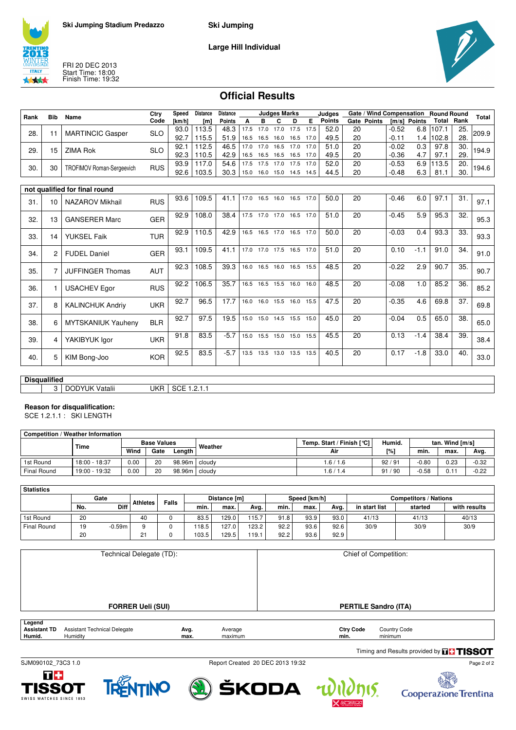Ski Jumping Stadium Predazzo

Ski Jumping

Large Hill Individual

FRI 20 DEC 2013
Start Time: 18:00
Finish Time: 19:32

# Official Results

| Rank | Bib | Name | Ctry Code | Speed [km/h] | Distance [m] | Distance Points | Judges Marks A | B | C | D | E | Judges Points | Gate | Gate Points | Wind [m/s] | Wind Points | Round Total | Round Rank | Total |
|---|---|---|---|---|---|---|---|---|---|---|---|---|---|---|---|---|---|---|---|
| 28. | 11 | MARTINCIC Gasper | SLO | 93.0 | 113.5 | 48.3 | 17.5 | 17.0 | 17.0 | 17.5 | 17.5 | 52.0 | 20 | | -0.52 | 6.8 | 107.1 | 25. | 209.9 |
| | | | | 92.7 | 115.5 | 51.9 | 16.5 | 16.5 | 16.0 | 16.5 | 17.0 | 49.5 | 20 | | -0.11 | 1.4 | 102.8 | 28. | |
| 29. | 15 | ZIMA Rok | SLO | 92.1 | 112.5 | 46.5 | 17.0 | 17.0 | 16.5 | 17.0 | 17.0 | 51.0 | 20 | | -0.02 | 0.3 | 97.8 | 30. | 194.9 |
| | | | | 92.3 | 110.5 | 42.9 | 16.5 | 16.5 | 16.5 | 16.5 | 17.0 | 49.5 | 20 | | -0.36 | 4.7 | 97.1 | 29. | |
| 30. | 30 | TROFIMOV Roman-Sergeevich | RUS | 93.9 | 117.0 | 54.6 | 17.5 | 17.5 | 17.0 | 17.5 | 17.0 | 52.0 | 20 | | -0.53 | 6.9 | 113.5 | 20. | 194.6 |
| | | | | 92.6 | 103.5 | 30.3 | 15.0 | 16.0 | 15.0 | 14.5 | 14.5 | 44.5 | 20 | | -0.48 | 6.3 | 81.1 | 30. | |
| **not qualified for final round** | | | | | | | | | | | | | | | | | | | |
| 31. | 10 | NAZAROV Mikhail | RUS | 93.6 | 109.5 | 41.1 | 17.0 | 16.5 | 16.0 | 16.5 | 17.0 | 50.0 | 20 | | -0.46 | 6.0 | 97.1 | 31. | 97.1 |
| 32. | 13 | GANSERER Marc | GER | 92.9 | 108.0 | 38.4 | 17.5 | 17.0 | 17.0 | 16.5 | 17.0 | 51.0 | 20 | | -0.45 | 5.9 | 95.3 | 32. | 95.3 |
| 33. | 14 | YUKSEL Faik | TUR | 92.9 | 110.5 | 42.9 | 16.5 | 16.5 | 17.0 | 16.5 | 17.0 | 50.0 | 20 | | -0.03 | 0.4 | 93.3 | 33. | 93.3 |
| 34. | 2 | FUDEL Daniel | GER | 93.1 | 109.5 | 41.1 | 17.0 | 17.0 | 17.5 | 16.5 | 17.0 | 51.0 | 20 | | 0.10 | -1.1 | 91.0 | 34. | 91.0 |
| 35. | 7 | JUFFINGER Thomas | AUT | 92.3 | 108.5 | 39.3 | 16.0 | 16.5 | 16.0 | 16.5 | 15.5 | 48.5 | 20 | | -0.22 | 2.9 | 90.7 | 35. | 90.7 |
| 36. | 1 | USACHEV Egor | RUS | 92.2 | 106.5 | 35.7 | 16.5 | 16.5 | 15.5 | 16.0 | 16.0 | 48.5 | 20 | | -0.08 | 1.0 | 85.2 | 36. | 85.2 |
| 37. | 8 | KALINCHUK Andriy | UKR | 92.7 | 96.5 | 17.7 | 16.0 | 16.0 | 15.5 | 16.0 | 15.5 | 47.5 | 20 | | -0.35 | 4.6 | 69.8 | 37. | 69.8 |
| 38. | 6 | MYTSKANIUK Yauheny | BLR | 92.7 | 97.5 | 19.5 | 15.0 | 15.0 | 14.5 | 15.5 | 15.0 | 45.0 | 20 | | -0.04 | 0.5 | 65.0 | 38. | 65.0 |
| 39. | 4 | YAKIBYUK Igor | UKR | 91.8 | 83.5 | -5.7 | 15.0 | 15.5 | 15.0 | 15.0 | 15.5 | 45.5 | 20 | | 0.13 | -1.4 | 38.4 | 39. | 38.4 |
| 40. | 5 | KIM Bong-Joo | KOR | 92.5 | 83.5 | -5.7 | 13.5 | 13.5 | 13.0 | 13.5 | 13.5 | 40.5 | 20 | | 0.17 | -1.8 | 33.0 | 40. | 33.0 |

**Disqualified**

| | Bib | Name | Ctry | Reason |
|---|---|---|---|---|
| | 3 | DODYUK Vatalii | UKR | SCE 1.2.1.1 |

**Reason for disqualification:**
SCE 1.2.1.1 : SKI LENGTH

| Competition / Weather Information | Time | Base Values Wind | Gate | Length | Weather | Temp. Start / Finish [°C] Air | Humid. [%] | tan. Wind [m/s] min. | max. | Avg. |
|---|---|---|---|---|---|---|---|---|---|---|
| 1st Round | 18:00 - 18:37 | 0.00 | 20 | 98.96m | cloudy | 1.6 / 1.6 | 92 / 91 | -0.80 | 0.23 | -0.32 |
| Final Round | 19:00 - 19:32 | 0.00 | 20 | 98.96m | cloudy | 1.6 / 1.4 | 91 / 90 | -0.58 | 0.11 | -0.22 |

| Statistics | Gate No. | Gate Diff | Athletes | Falls | Distance [m] min. | max. | Avg. | Speed [km/h] min. | max. | Avg. | Competitors / Nations in start list | started | with results |
|---|---|---|---|---|---|---|---|---|---|---|---|---|---|
| 1st Round | 20 | | 40 | 0 | 83.5 | 129.0 | 115.7 | 91.8 | 93.9 | 93.0 | 41/13 | 41/13 | 40/13 |
| Final Round | 19 | -0.59m | 9 | 0 | 118.5 | 127.0 | 123.2 | 92.2 | 93.6 | 92.6 | 30/9 | 30/9 | 30/9 |
| | 20 | | 21 | 0 | 103.5 | 129.5 | 119.1 | 92.2 | 93.6 | 92.9 | | | |

| Technical Delegate (TD): | Chief of Competition: |
|---|---|
| FORRER Ueli (SUI) | PERTILE Sandro (ITA) |

| Legend | | | | | |
|---|---|---|---|---|---|
| Assistant TD | Assistant Technical Delegate | Avg. | Average | Ctry Code | Country Code |
| Humid. | Humidity | max. | maximum | min. | minimum |

Timing and Results provided by TISSOT

SJM090102_73C3 1.0 Report Created 20 DEC 2013 19:32